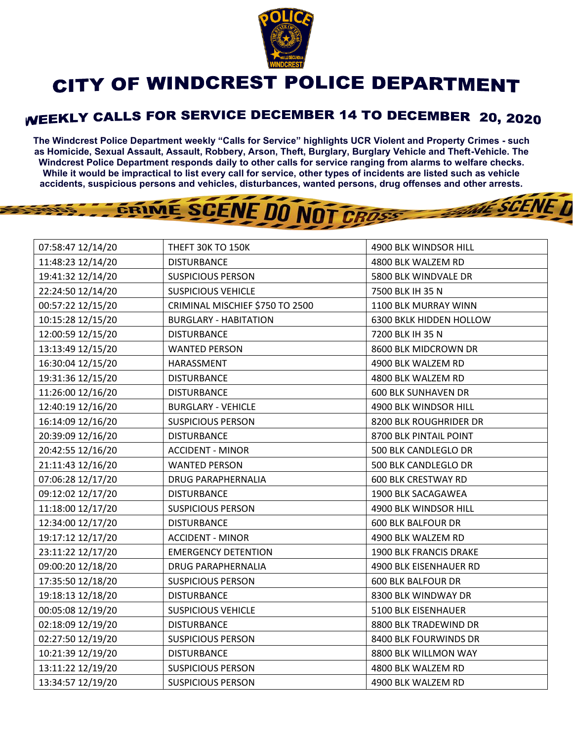# CITY OF WINDCREST POLICE DEPARTMENT

## WEEKLY CALLS FOR SERVICE DECEMBER 14 TO DECEMBER 20, 2020

**The Windcrest Police Department weekly "Calls for Service" highlights UCR Violent and Property Crimes - such as Homicide, Sexual Assault, Assault, Robbery, Arson, Theft, Burglary, Burglary Vehicle and Theft-Vehicle. The Windcrest Police Department responds daily to other calls for service ranging from alarms to welfare checks. While it would be impractical to list every call for service, other types of incidents are listed such as vehicle accidents, suspicious persons and vehicles, disturbances, wanted persons, drug offenses and other arrests.**

| | | |
|---|---|---|
| 07:58:47 12/14/20 | THEFT 30K TO 150K | 4900 BLK WINDSOR HILL |
| 11:48:23 12/14/20 | DISTURBANCE | 4800 BLK WALZEM RD |
| 19:41:32 12/14/20 | SUSPICIOUS PERSON | 5800 BLK WINDVALE DR |
| 22:24:50 12/14/20 | SUSPICIOUS VEHICLE | 7500 BLK IH 35 N |
| 00:57:22 12/15/20 | CRIMINAL MISCHIEF $750 TO 2500 | 1100 BLK MURRAY WINN |
| 10:15:28 12/15/20 | BURGLARY - HABITATION | 6300 BKLK HIDDEN HOLLOW |
| 12:00:59 12/15/20 | DISTURBANCE | 7200 BLK IH 35 N |
| 13:13:49 12/15/20 | WANTED PERSON | 8600 BLK MIDCROWN DR |
| 16:30:04 12/15/20 | HARASSMENT | 4900 BLK WALZEM RD |
| 19:31:36 12/15/20 | DISTURBANCE | 4800 BLK WALZEM RD |
| 11:26:00 12/16/20 | DISTURBANCE | 600 BLK SUNHAVEN DR |
| 12:40:19 12/16/20 | BURGLARY - VEHICLE | 4900 BLK WINDSOR HILL |
| 16:14:09 12/16/20 | SUSPICIOUS PERSON | 8200 BLK ROUGHRIDER DR |
| 20:39:09 12/16/20 | DISTURBANCE | 8700 BLK PINTAIL POINT |
| 20:42:55 12/16/20 | ACCIDENT - MINOR | 500 BLK CANDLEGLO DR |
| 21:11:43 12/16/20 | WANTED PERSON | 500 BLK CANDLEGLO DR |
| 07:06:28 12/17/20 | DRUG PARAPHERNALIA | 600 BLK CRESTWAY RD |
| 09:12:02 12/17/20 | DISTURBANCE | 1900 BLK SACAGAWEA |
| 11:18:00 12/17/20 | SUSPICIOUS PERSON | 4900 BLK WINDSOR HILL |
| 12:34:00 12/17/20 | DISTURBANCE | 600 BLK BALFOUR DR |
| 19:17:12 12/17/20 | ACCIDENT - MINOR | 4900 BLK WALZEM RD |
| 23:11:22 12/17/20 | EMERGENCY DETENTION | 1900 BLK FRANCIS DRAKE |
| 09:00:20 12/18/20 | DRUG PARAPHERNALIA | 4900 BLK EISENHAUER RD |
| 17:35:50 12/18/20 | SUSPICIOUS PERSON | 600 BLK BALFOUR DR |
| 19:18:13 12/18/20 | DISTURBANCE | 8300 BLK WINDWAY DR |
| 00:05:08 12/19/20 | SUSPICIOUS VEHICLE | 5100 BLK EISENHAUER |
| 02:18:09 12/19/20 | DISTURBANCE | 8800 BLK TRADEWIND DR |
| 02:27:50 12/19/20 | SUSPICIOUS PERSON | 8400 BLK FOURWINDS DR |
| 10:21:39 12/19/20 | DISTURBANCE | 8800 BLK WILLMON WAY |
| 13:11:22 12/19/20 | SUSPICIOUS PERSON | 4800 BLK WALZEM RD |
| 13:34:57 12/19/20 | SUSPICIOUS PERSON | 4900 BLK WALZEM RD |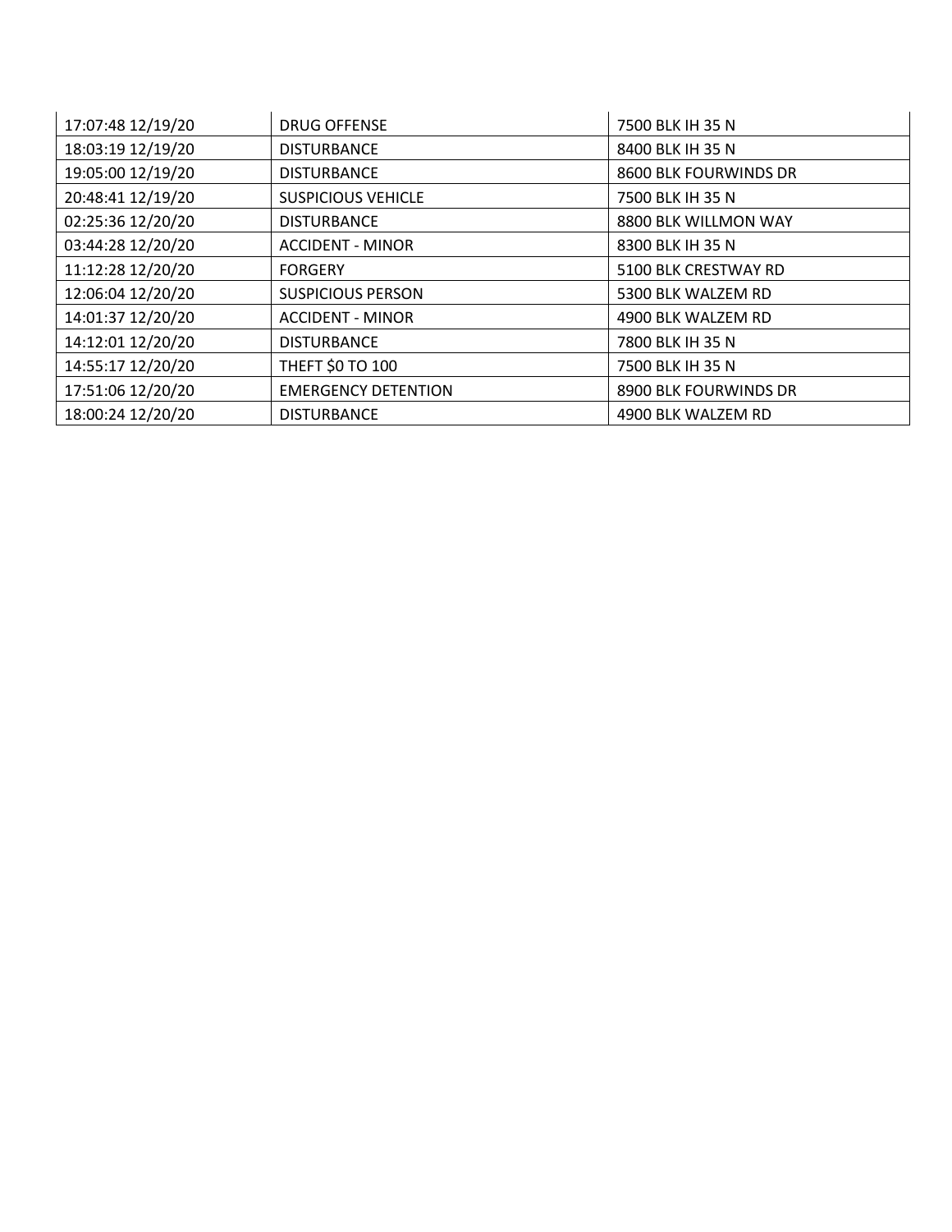| | | |
|---|---|---|
| 17:07:48 12/19/20 | DRUG OFFENSE | 7500 BLK IH 35 N |
| 18:03:19 12/19/20 | DISTURBANCE | 8400 BLK IH 35 N |
| 19:05:00 12/19/20 | DISTURBANCE | 8600 BLK FOURWINDS DR |
| 20:48:41 12/19/20 | SUSPICIOUS VEHICLE | 7500 BLK IH 35 N |
| 02:25:36 12/20/20 | DISTURBANCE | 8800 BLK WILLMON WAY |
| 03:44:28 12/20/20 | ACCIDENT - MINOR | 8300 BLK IH 35 N |
| 11:12:28 12/20/20 | FORGERY | 5100 BLK CRESTWAY RD |
| 12:06:04 12/20/20 | SUSPICIOUS PERSON | 5300 BLK WALZEM RD |
| 14:01:37 12/20/20 | ACCIDENT - MINOR | 4900 BLK WALZEM RD |
| 14:12:01 12/20/20 | DISTURBANCE | 7800 BLK IH 35 N |
| 14:55:17 12/20/20 | THEFT $0 TO 100 | 7500 BLK IH 35 N |
| 17:51:06 12/20/20 | EMERGENCY DETENTION | 8900 BLK FOURWINDS DR |
| 18:00:24 12/20/20 | DISTURBANCE | 4900 BLK WALZEM RD |